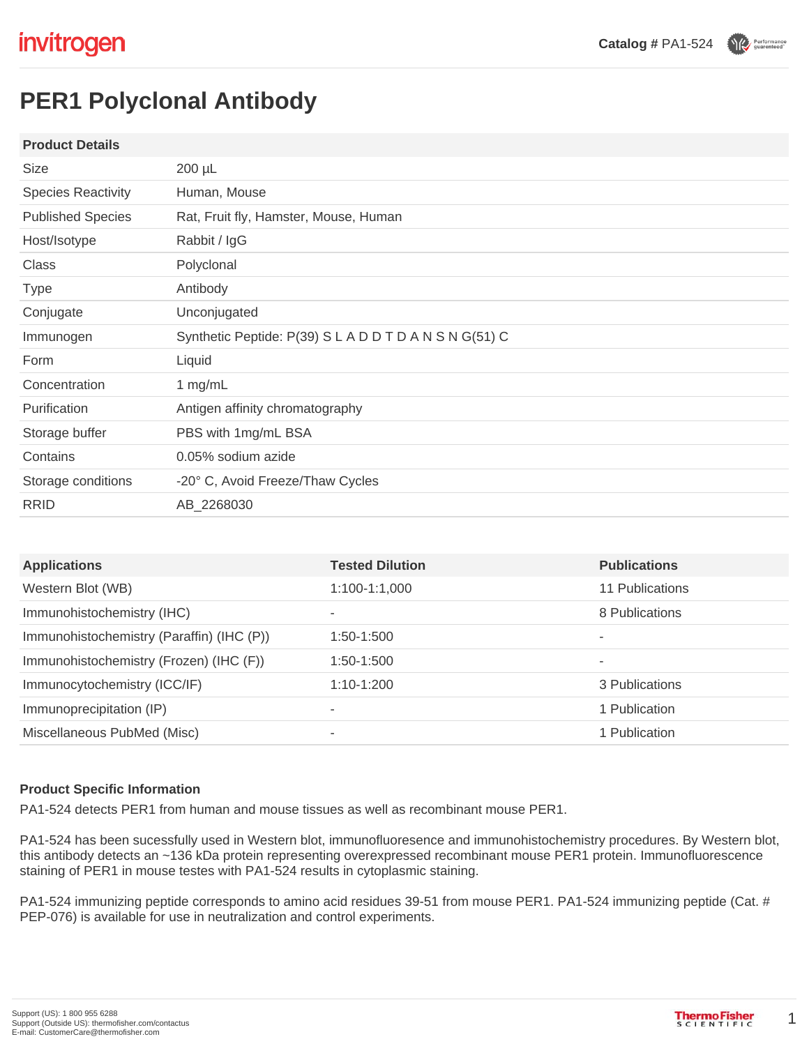invitrogen

**Catalog #** PA1-524

# PER1 Polyclonal Antibody

| Product Details | |
|---|---|
| Size | 200 µL |
| Species Reactivity | Human, Mouse |
| Published Species | Rat, Fruit fly, Hamster, Mouse, Human |
| Host/Isotype | Rabbit / IgG |
| Class | Polyclonal |
| Type | Antibody |
| Conjugate | Unconjugated |
| Immunogen | Synthetic Peptide: P(39) S L A D D T D A N S N G(51) C |
| Form | Liquid |
| Concentration | 1 mg/mL |
| Purification | Antigen affinity chromatography |
| Storage buffer | PBS with 1mg/mL BSA |
| Contains | 0.05% sodium azide |
| Storage conditions | -20° C, Avoid Freeze/Thaw Cycles |
| RRID | AB_2268030 |

| Applications | Tested Dilution | Publications |
|---|---|---|
| Western Blot (WB) | 1:100-1:1,000 | 11 Publications |
| Immunohistochemistry (IHC) | - | 8 Publications |
| Immunohistochemistry (Paraffin) (IHC (P)) | 1:50-1:500 | - |
| Immunohistochemistry (Frozen) (IHC (F)) | 1:50-1:500 | - |
| Immunocytochemistry (ICC/IF) | 1:10-1:200 | 3 Publications |
| Immunoprecipitation (IP) | - | 1 Publication |
| Miscellaneous PubMed (Misc) | - | 1 Publication |

### Product Specific Information

PA1-524 detects PER1 from human and mouse tissues as well as recombinant mouse PER1.

PA1-524 has been sucessfully used in Western blot, immunofluoresence and immunohistochemistry procedures. By Western blot, this antibody detects an ~136 kDa protein representing overexpressed recombinant mouse PER1 protein. Immunofluorescence staining of PER1 in mouse testes with PA1-524 results in cytoplasmic staining.

PA1-524 immunizing peptide corresponds to amino acid residues 39-51 from mouse PER1. PA1-524 immunizing peptide (Cat. # PEP-076) is available for use in neutralization and control experiments.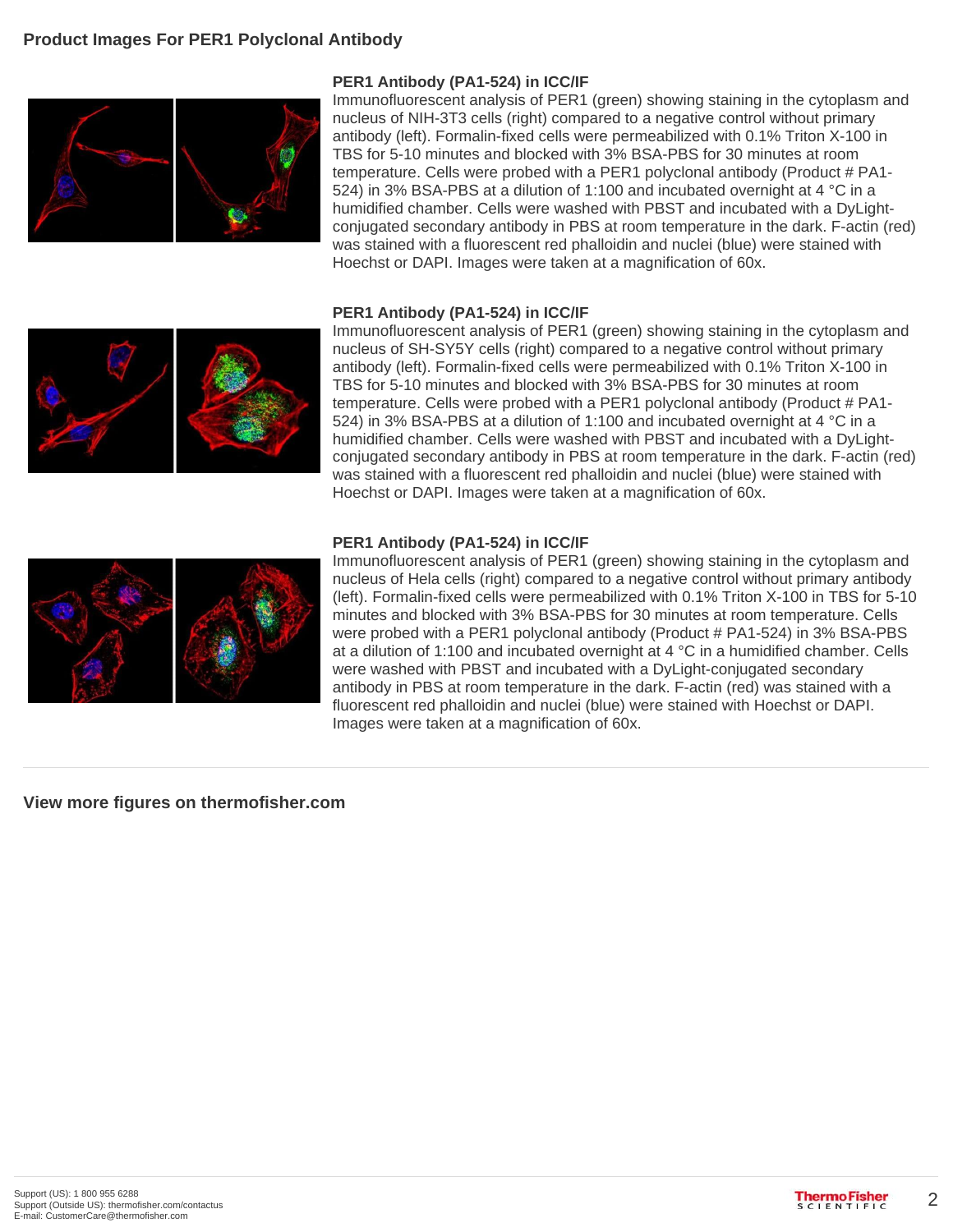## Product Images For PER1 Polyclonal Antibody

### PER1 Antibody (PA1-524) in ICC/IF

Immunofluorescent analysis of PER1 (green) showing staining in the cytoplasm and nucleus of NIH-3T3 cells (right) compared to a negative control without primary antibody (left). Formalin-fixed cells were permeabilized with 0.1% Triton X-100 in TBS for 5-10 minutes and blocked with 3% BSA-PBS for 30 minutes at room temperature. Cells were probed with a PER1 polyclonal antibody (Product # PA1-524) in 3% BSA-PBS at a dilution of 1:100 and incubated overnight at 4 °C in a humidified chamber. Cells were washed with PBST and incubated with a DyLight-conjugated secondary antibody in PBS at room temperature in the dark. F-actin (red) was stained with a fluorescent red phalloidin and nuclei (blue) were stained with Hoechst or DAPI. Images were taken at a magnification of 60x.

### PER1 Antibody (PA1-524) in ICC/IF

Immunofluorescent analysis of PER1 (green) showing staining in the cytoplasm and nucleus of SH-SY5Y cells (right) compared to a negative control without primary antibody (left). Formalin-fixed cells were permeabilized with 0.1% Triton X-100 in TBS for 5-10 minutes and blocked with 3% BSA-PBS for 30 minutes at room temperature. Cells were probed with a PER1 polyclonal antibody (Product # PA1-524) in 3% BSA-PBS at a dilution of 1:100 and incubated overnight at 4 °C in a humidified chamber. Cells were washed with PBST and incubated with a DyLight-conjugated secondary antibody in PBS at room temperature in the dark. F-actin (red) was stained with a fluorescent red phalloidin and nuclei (blue) were stained with Hoechst or DAPI. Images were taken at a magnification of 60x.

### PER1 Antibody (PA1-524) in ICC/IF

Immunofluorescent analysis of PER1 (green) showing staining in the cytoplasm and nucleus of Hela cells (right) compared to a negative control without primary antibody (left). Formalin-fixed cells were permeabilized with 0.1% Triton X-100 in TBS for 5-10 minutes and blocked with 3% BSA-PBS for 30 minutes at room temperature. Cells were probed with a PER1 polyclonal antibody (Product # PA1-524) in 3% BSA-PBS at a dilution of 1:100 and incubated overnight at 4 °C in a humidified chamber. Cells were washed with PBST and incubated with a DyLight-conjugated secondary antibody in PBS at room temperature in the dark. F-actin (red) was stained with a fluorescent red phalloidin and nuclei (blue) were stained with Hoechst or DAPI. Images were taken at a magnification of 60x.

**View more figures on thermofisher.com**

Support (US): 1 800 955 6288
Support (Outside US): thermofisher.com/contactus
E-mail: CustomerCare@thermofisher.com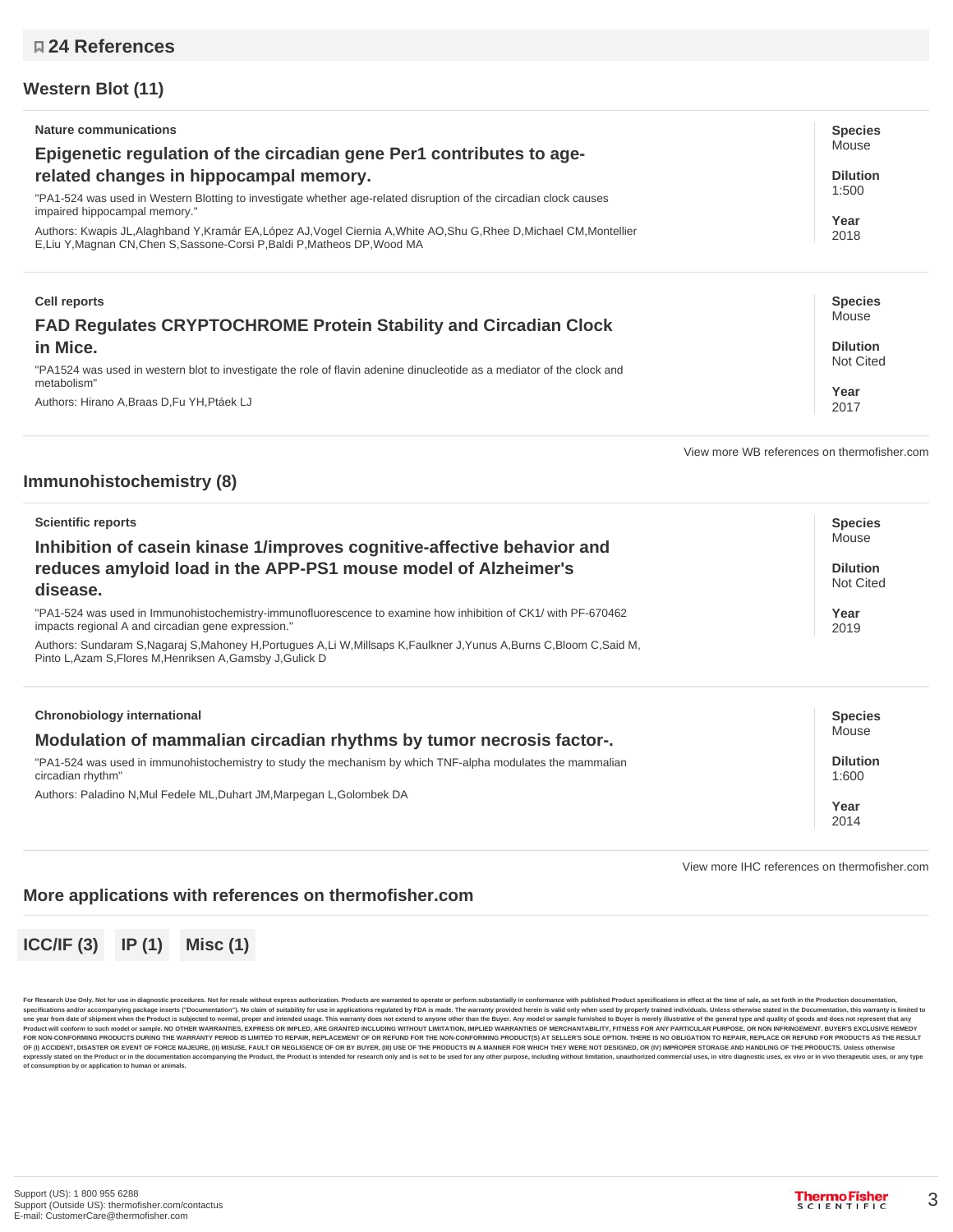## 24 References

### Western Blot (11)

**Nature communications**

**Epigenetic regulation of the circadian gene Per1 contributes to age-related changes in hippocampal memory.**

"PA1-524 was used in Western Blotting to investigate whether age-related disruption of the circadian clock causes impaired hippocampal memory."

Authors: Kwapis JL,Alaghband Y,Kramár EA,López AJ,Vogel Ciernia A,White AO,Shu G,Rhee D,Michael CM,Montellier E,Liu Y,Magnan CN,Chen S,Sassone-Corsi P,Baldi P,Matheos DP,Wood MA

**Species** Mouse
**Dilution** 1:500
**Year** 2018

**Cell reports**

**FAD Regulates CRYPTOCHROME Protein Stability and Circadian Clock in Mice.**

"PA1524 was used in western blot to investigate the role of flavin adenine dinucleotide as a mediator of the clock and metabolism"

Authors: Hirano A,Braas D,Fu YH,Ptáek LJ

**Species** Mouse
**Dilution** Not Cited
**Year** 2017

View more WB references on thermofisher.com

### Immunohistochemistry (8)

**Scientific reports**

**Inhibition of casein kinase 1/improves cognitive-affective behavior and reduces amyloid load in the APP-PS1 mouse model of Alzheimer's disease.**

"PA1-524 was used in Immunohistochemistry-immunofluorescence to examine how inhibition of CK1/ with PF-670462 impacts regional A and circadian gene expression."

Authors: Sundaram S,Nagaraj S,Mahoney H,Portugues A,Li W,Millsaps K,Faulkner J,Yunus A,Burns C,Bloom C,Said M,Pinto L,Azam S,Flores M,Henriksen A,Gamsby J,Gulick D

**Species** Mouse
**Dilution** Not Cited
**Year** 2019

**Chronobiology international**

**Modulation of mammalian circadian rhythms by tumor necrosis factor-.**

"PA1-524 was used in immunohistochemistry to study the mechanism by which TNF-alpha modulates the mammalian circadian rhythm"

Authors: Paladino N,Mul Fedele ML,Duhart JM,Marpegan L,Golombek DA

**Species** Mouse
**Dilution** 1:600
**Year** 2014

View more IHC references on thermofisher.com

### More applications with references on thermofisher.com

ICC/IF (3) IP (1) Misc (1)

For Research Use Only. Not for use in diagnostic procedures. Not for resale without express authorization. Products are warranted to operate or perform substantially in conformance with published Product specifications in effect at the time of sale, as set forth in the Production documentation, specifications and/or accompanying package inserts ("Documentation"). No claim of suitability for use in applications regulated by FDA is made. The warranty provided herein is valid only when used by properly trained individuals. Unless otherwise stated in the Documentation, this warranty is limited to one year from date of shipment when the Product is subjected to normal, proper and intended usage. This warranty does not extend to anyone other than the Buyer. Any model or sample furnished to Buyer is merely illustrative of the general type and quality of goods and does not represent that any Product will conform to such model or sample. NO OTHER WARRANTIES, EXPRESS OR IMPLED, ARE GRANTED INCLUDING WITHOUT LIMITATION, IMPLIED WARRANTIES OF MERCHANTABILITY, FITNESS FOR ANY PARTICULAR PURPOSE, OR NON INFRINGEMENT. BUYER'S EXCLUSIVE REMEDY FOR NON-CONFORMING PRODUCTS DURING THE WARRANTY PERIOD IS LIMITED TO REPAIR, REPLACEMENT OF OR REFUND FOR THE NON-CONFORMING PRODUCT(S) AT SELLER'S SOLE OPTION. THERE IS NO OBLIGATION TO REPAIR, REPLACE OR REFUND FOR PRODUCTS AS THE RESULT OF (I) ACCIDENT, DISASTER OR EVENT OF FORCE MAJEURE, (II) MISUSE, FAULT OR NEGLIGENCE OF OR BY BUYER, (III) USE OF THE PRODUCTS IN A MANNER FOR WHICH THEY WERE NOT DESIGNED, OR (IV) IMPROPER STORAGE AND HANDLING OF THE PRODUCTS. Unless otherwise expressly stated on the Product or in the documentation accompanying the Product, the Product is intended for research only and is not to be used for any other purpose, including without limitation, unauthorized commercial uses, in vitro diagnostic uses, ex vivo or in vivo therapeutic uses, or any type of consumption by or application to human or animals.

Support (US): 1 800 955 6288
Support (Outside US): thermofisher.com/contactus
E-mail: CustomerCare@thermofisher.com